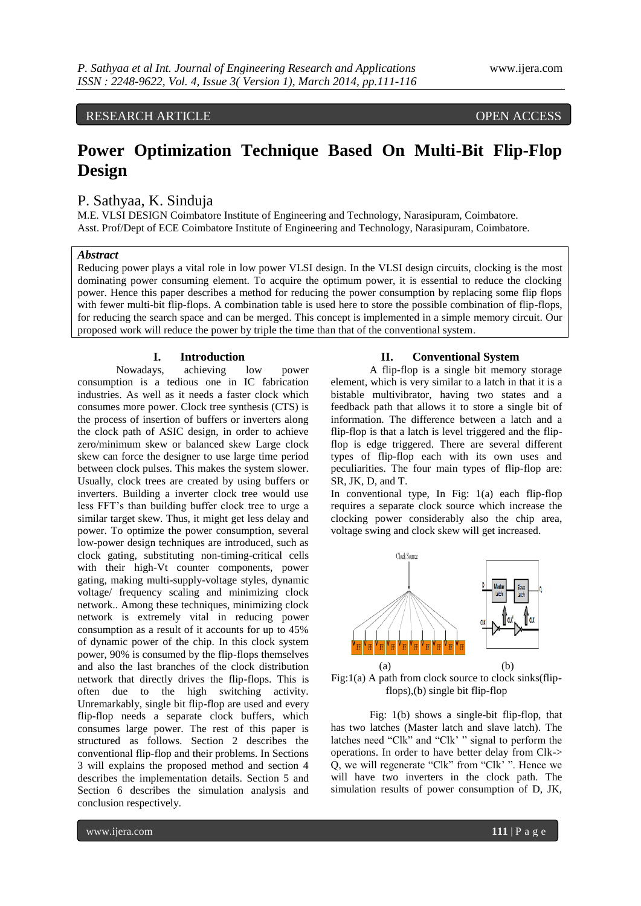RESEARCH ARTICLE OPEN ACCESS

# Power Optimization Technique Based On Multi-Bit Flip-Flop Design

P. Sathyaa, K. Sinduja

M.E. VLSI DESIGN Coimbatore Institute of Engineering and Technology, Narasipuram, Coimbatore.
Asst. Prof/Dept of ECE Coimbatore Institute of Engineering and Technology, Narasipuram, Coimbatore.

***Abstract***

Reducing power plays a vital role in low power VLSI design. In the VLSI design circuits, clocking is the most dominating power consuming element. To acquire the optimum power, it is essential to reduce the clocking power. Hence this paper describes a method for reducing the power consumption by replacing some flip flops with fewer multi-bit flip-flops. A combination table is used here to store the possible combination of flip-flops, for reducing the search space and can be merged. This concept is implemented in a simple memory circuit. Our proposed work will reduce the power by triple the time than that of the conventional system.

## I. Introduction

Nowadays, achieving low power consumption is a tedious one in IC fabrication industries. As well as it needs a faster clock which consumes more power. Clock tree synthesis (CTS) is the process of insertion of buffers or inverters along the clock path of ASIC design, in order to achieve zero/minimum skew or balanced skew Large clock skew can force the designer to use large time period between clock pulses. This makes the system slower. Usually, clock trees are created by using buffers or inverters. Building a inverter clock tree would use less FFT's than building buffer clock tree to urge a similar target skew. Thus, it might get less delay and power. To optimize the power consumption, several low-power design techniques are introduced, such as clock gating, substituting non-timing-critical cells with their high-Vt counter components, power gating, making multi-supply-voltage styles, dynamic voltage/ frequency scaling and minimizing clock network.. Among these techniques, minimizing clock network is extremely vital in reducing power consumption as a result of it accounts for up to 45% of dynamic power of the chip. In this clock system power, 90% is consumed by the flip-flops themselves and also the last branches of the clock distribution network that directly drives the flip-flops. This is often due to the high switching activity. Unremarkably, single bit flip-flop are used and every flip-flop needs a separate clock buffers, which consumes large power. The rest of this paper is structured as follows. Section 2 describes the conventional flip-flop and their problems. In Sections 3 will explains the proposed method and section 4 describes the implementation details. Section 5 and Section 6 describes the simulation analysis and conclusion respectively.

## II. Conventional System

A flip-flop is a single bit memory storage element, which is very similar to a latch in that it is a bistable multivibrator, having two states and a feedback path that allows it to store a single bit of information. The difference between a latch and a flip-flop is that a latch is level triggered and the flip-flop is edge triggered. There are several different types of flip-flop each with its own uses and peculiarities. The four main types of flip-flop are: SR, JK, D, and T.

In conventional type, In Fig: 1(a) each flip-flop requires a separate clock source which increase the clocking power considerably also the chip area, voltage swing and clock skew will get increased.

(a) (b)

Fig:1(a) A path from clock source to clock sinks(flip-flops),(b) single bit flip-flop

Fig: 1(b) shows a single-bit flip-flop, that has two latches (Master latch and slave latch). The latches need "Clk" and "Clk' " signal to perform the operations. In order to have better delay from Clk-> Q, we will regenerate "Clk" from "Clk' ". Hence we will have two inverters in the clock path. The simulation results of power consumption of D, JK,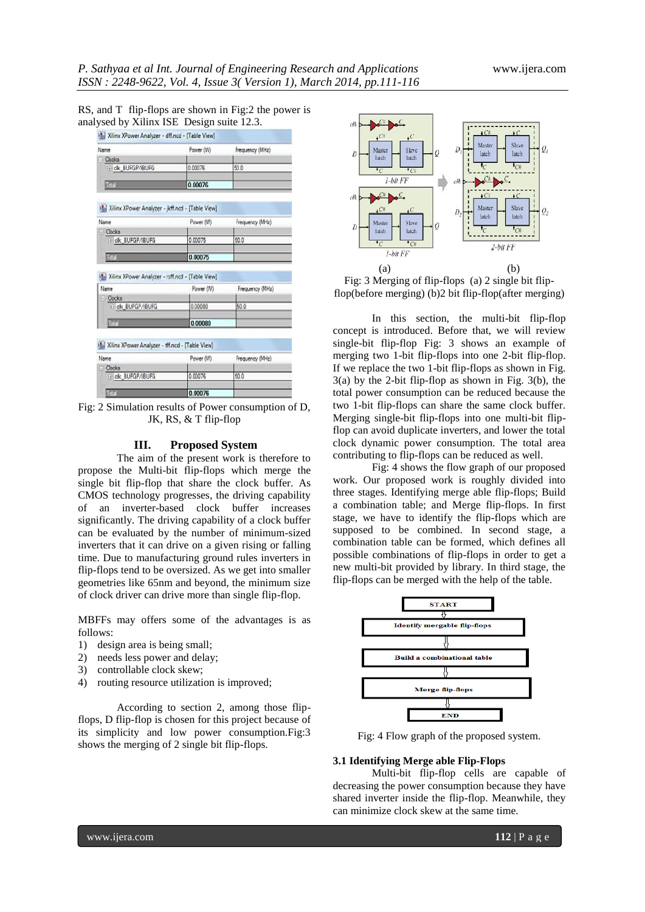RS, and T flip-flops are shown in Fig:2 the power is analysed by Xilinx ISE Design suite 12.3.

Fig: 2 Simulation results of Power consumption of D, JK, RS, & T flip-flop

## III. Proposed System

The aim of the present work is therefore to propose the Multi-bit flip-flops which merge the single bit flip-flop that share the clock buffer. As CMOS technology progresses, the driving capability of an inverter-based clock buffer increases significantly. The driving capability of a clock buffer can be evaluated by the number of minimum-sized inverters that it can drive on a given rising or falling time. Due to manufacturing ground rules inverters in flip-flops tend to be oversized. As we get into smaller geometries like 65nm and beyond, the minimum size of clock driver can drive more than single flip-flop.

MBFFs may offers some of the advantages is as follows:

1) design area is being small;
2) needs less power and delay;
3) controllable clock skew;
4) routing resource utilization is improved;

According to section 2, among those flip-flops, D flip-flop is chosen for this project because of its simplicity and low power consumption.Fig:3 shows the merging of 2 single bit flip-flops.

Fig: 3 Merging of flip-flops (a) 2 single bit flip-flop(before merging) (b)2 bit flip-flop(after merging)

In this section, the multi-bit flip-flop concept is introduced. Before that, we will review single-bit flip-flop Fig: 3 shows an example of merging two 1-bit flip-flops into one 2-bit flip-flop. If we replace the two 1-bit flip-flops as shown in Fig. 3(a) by the 2-bit flip-flop as shown in Fig. 3(b), the total power consumption can be reduced because the two 1-bit flip-flops can share the same clock buffer. Merging single-bit flip-flops into one multi-bit flip-flop can avoid duplicate inverters, and lower the total clock dynamic power consumption. The total area contributing to flip-flops can be reduced as well.

Fig: 4 shows the flow graph of our proposed work. Our proposed work is roughly divided into three stages. Identifying merge able flip-flops; Build a combination table; and Merge flip-flops. In first stage, we have to identify the flip-flops which are supposed to be combined. In second stage, a combination table can be formed, which defines all possible combinations of flip-flops in order to get a new multi-bit provided by library. In third stage, the flip-flops can be merged with the help of the table.

Fig: 4 Flow graph of the proposed system.

### 3.1 Identifying Merge able Flip-Flops

Multi-bit flip-flop cells are capable of decreasing the power consumption because they have shared inverter inside the flip-flop. Meanwhile, they can minimize clock skew at the same time.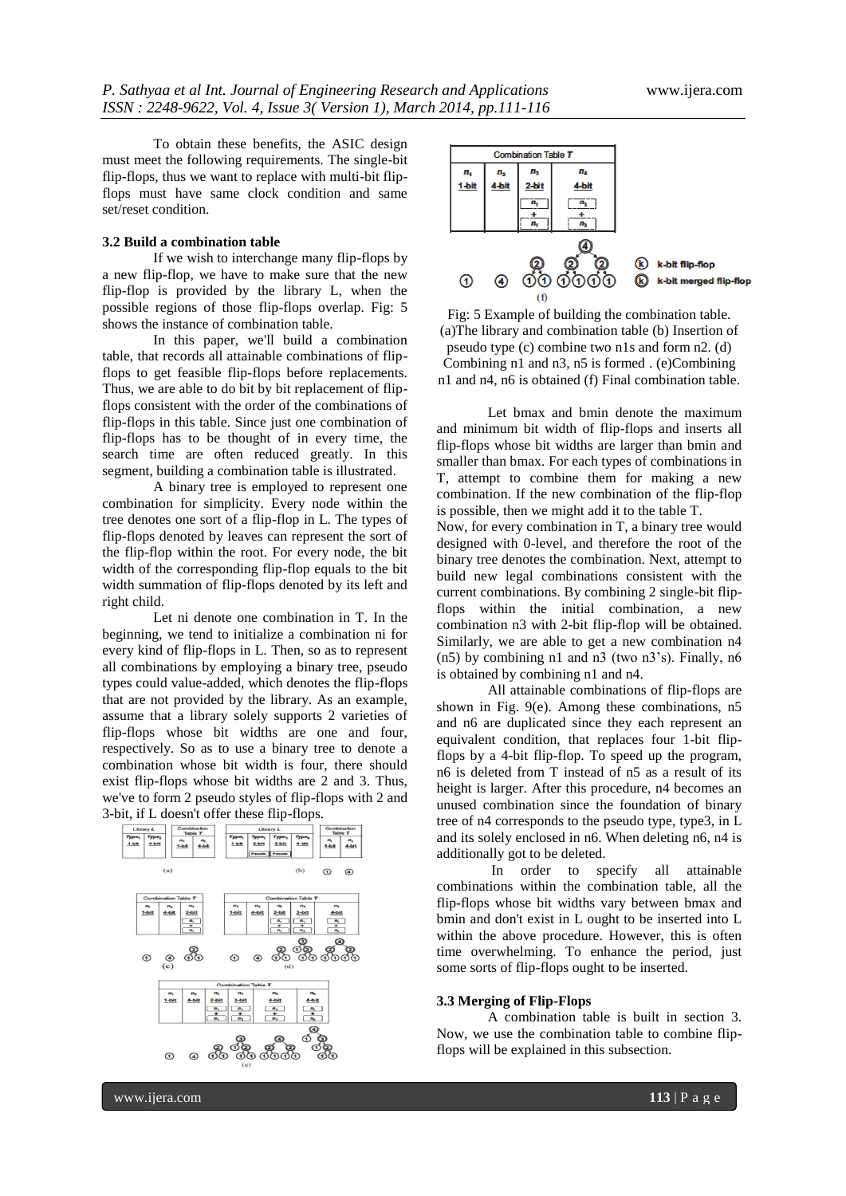To obtain these benefits, the ASIC design must meet the following requirements. The single-bit flip-flops, thus we want to replace with multi-bit flip-flops must have same clock condition and same set/reset condition.

### 3.2 Build a combination table

If we wish to interchange many flip-flops by a new flip-flop, we have to make sure that the new flip-flop is provided by the library L, when the possible regions of those flip-flops overlap. Fig: 5 shows the instance of combination table.

In this paper, we'll build a combination table, that records all attainable combinations of flip-flops to get feasible flip-flops before replacements. Thus, we are able to do bit by bit replacement of flip-flops consistent with the order of the combinations of flip-flops in this table. Since just one combination of flip-flops has to be thought of in every time, the search time are often reduced greatly. In this segment, building a combination table is illustrated.

A binary tree is employed to represent one combination for simplicity. Every node within the tree denotes one sort of a flip-flop in L. The types of flip-flops denoted by leaves can represent the sort of the flip-flop within the root. For every node, the bit width of the corresponding flip-flop equals to the bit width summation of flip-flops denoted by its left and right child.

Let ni denote one combination in T. In the beginning, we tend to initialize a combination ni for every kind of flip-flops in L. Then, so as to represent all combinations by employing a binary tree, pseudo types could value-added, which denotes the flip-flops that are not provided by the library. As an example, assume that a library solely supports 2 varieties of flip-flops whose bit widths are one and four, respectively. So as to use a binary tree to denote a combination whose bit width is four, there should exist flip-flops whose bit widths are 2 and 3. Thus, we've to form 2 pseudo styles of flip-flops with 2 and 3-bit, if L doesn't offer these flip-flops.

Fig: 5 Example of building the combination table. (a)The library and combination table (b) Insertion of pseudo type (c) combine two n1s and form n2. (d) Combining n1 and n3, n5 is formed . (e)Combining n1 and n4, n6 is obtained (f) Final combination table.

Let bmax and bmin denote the maximum and minimum bit width of flip-flops and inserts all flip-flops whose bit widths are larger than bmin and smaller than bmax. For each types of combinations in T, attempt to combine them for making a new combination. If the new combination of the flip-flop is possible, then we might add it to the table T.

Now, for every combination in T, a binary tree would designed with 0-level, and therefore the root of the binary tree denotes the combination. Next, attempt to build new legal combinations consistent with the current combinations. By combining 2 single-bit flip-flops within the initial combination, a new combination n3 with 2-bit flip-flop will be obtained. Similarly, we are able to get a new combination n4 (n5) by combining n1 and n3 (two n3's). Finally, n6 is obtained by combining n1 and n4.

All attainable combinations of flip-flops are shown in Fig. 9(e). Among these combinations, n5 and n6 are duplicated since they each represent an equivalent condition, that replaces four 1-bit flip-flops by a 4-bit flip-flop. To speed up the program, n6 is deleted from T instead of n5 as a result of its height is larger. After this procedure, n4 becomes an unused combination since the foundation of binary tree of n4 corresponds to the pseudo type, type3, in L and its solely enclosed in n6. When deleting n6, n4 is additionally got to be deleted.

In order to specify all attainable combinations within the combination table, all the flip-flops whose bit widths vary between bmax and bmin and don't exist in L ought to be inserted into L within the above procedure. However, this is often time overwhelming. To enhance the period, just some sorts of flip-flops ought to be inserted.

### 3.3 Merging of Flip-Flops

A combination table is built in section 3. Now, we use the combination table to combine flip-flops will be explained in this subsection.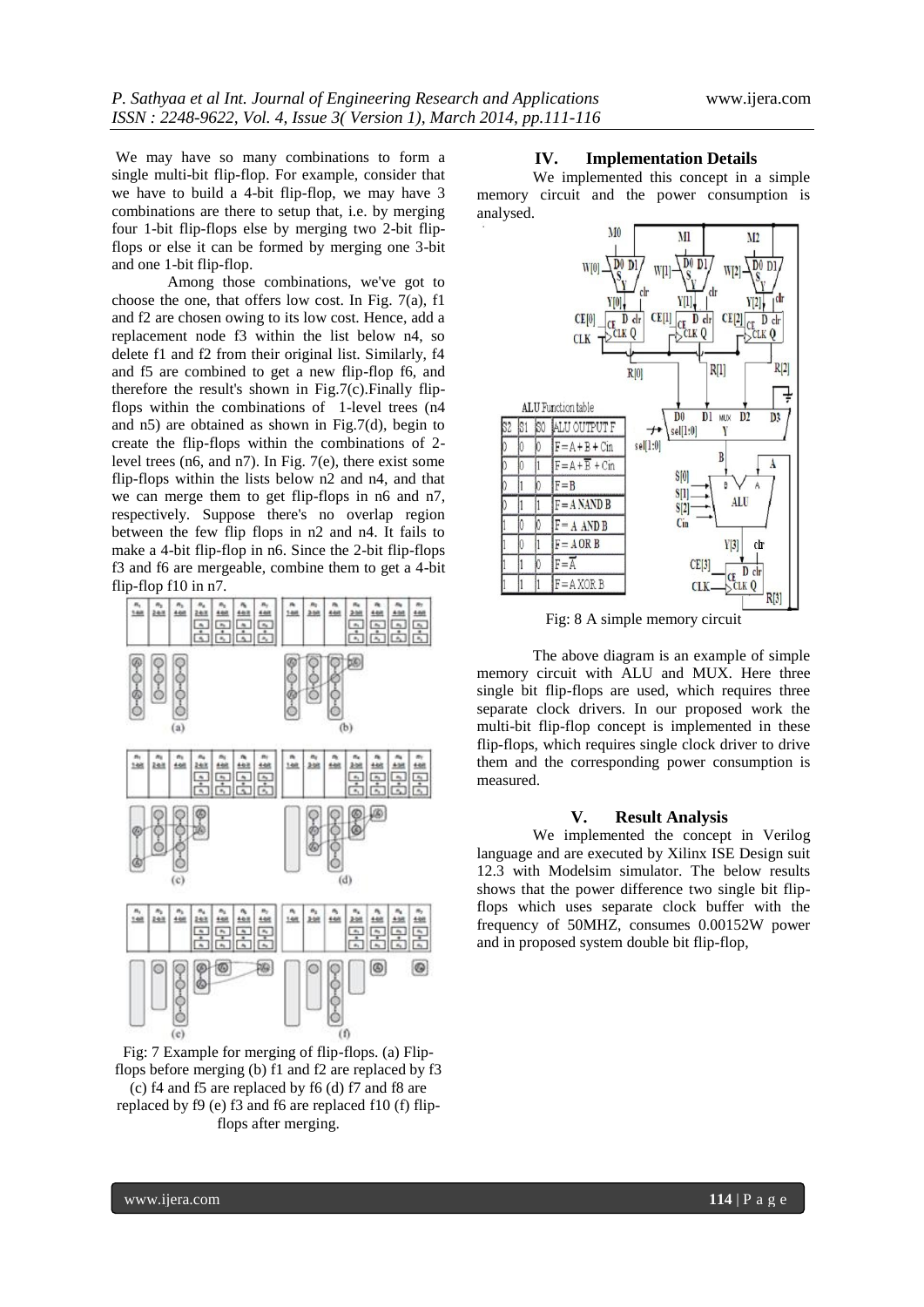We may have so many combinations to form a single multi-bit flip-flop. For example, consider that we have to build a 4-bit flip-flop, we may have 3 combinations are there to setup that, i.e. by merging four 1-bit flip-flops else by merging two 2-bit flip-flops or else it can be formed by merging one 3-bit and one 1-bit flip-flop.

Among those combinations, we've got to choose the one, that offers low cost. In Fig. 7(a), f1 and f2 are chosen owing to its low cost. Hence, add a replacement node f3 within the list below n4, so delete f1 and f2 from their original list. Similarly, f4 and f5 are combined to get a new flip-flop f6, and therefore the result's shown in Fig.7(c).Finally flip-flops within the combinations of 1-level trees (n4 and n5) are obtained as shown in Fig.7(d), begin to create the flip-flops within the combinations of 2-level trees (n6, and n7). In Fig. 7(e), there exist some flip-flops within the lists below n2 and n4, and that we can merge them to get flip-flops in n6 and n7, respectively. Suppose there's no overlap region between the few flip flops in n2 and n4. It fails to make a 4-bit flip-flop in n6. Since the 2-bit flip-flops f3 and f6 are mergeable, combine them to get a 4-bit flip-flop f10 in n7.

Fig: 7 Example for merging of flip-flops. (a) Flip-flops before merging (b) f1 and f2 are replaced by f3 (c) f4 and f5 are replaced by f6 (d) f7 and f8 are replaced by f9 (e) f3 and f6 are replaced f10 (f) flip-flops after merging.

## IV. Implementation Details

We implemented this concept in a simple memory circuit and the power consumption is analysed.

| S2 | S1 | S0 | ALU OUTPUT F |
|---|---|---|---|
| 0 | 0 | 0 | $F = A + B + Cin$ |
| 0 | 0 | 1 | $F = A + \overline{B} + Cin$ |
| 0 | 1 | 0 | $F = B$ |
| 0 | 1 | 1 | $F = A$ NAND $B$ |
| 1 | 0 | 0 | $F = A$ AND $B$ |
| 1 | 0 | 1 | $F = A$ OR $B$ |
| 1 | 1 | 0 | $F = \overline{A}$ |
| 1 | 1 | 1 | $F = A$ XOR $B$ |

Fig: 8 A simple memory circuit

The above diagram is an example of simple memory circuit with ALU and MUX. Here three single bit flip-flops are used, which requires three separate clock drivers. In our proposed work the multi-bit flip-flop concept is implemented in these flip-flops, which requires single clock driver to drive them and the corresponding power consumption is measured.

## V. Result Analysis

We implemented the concept in Verilog language and are executed by Xilinx ISE Design suit 12.3 with Modelsim simulator. The below results shows that the power difference two single bit flip-flops which uses separate clock buffer with the frequency of 50MHZ, consumes 0.00152W power and in proposed system double bit flip-flop,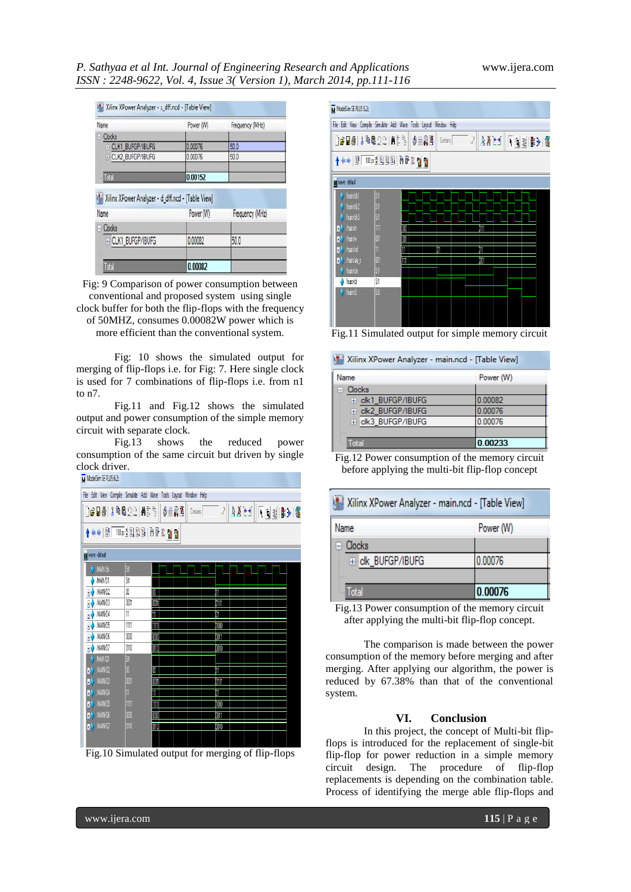Fig: 9 Comparison of power consumption between conventional and proposed system using single clock buffer for both the flip-flops with the frequency of 50MHZ, consumes 0.00082W power which is more efficient than the conventional system.

Fig: 10 shows the simulated output for merging of flip-flops i.e. for Fig: 7. Here single clock is used for 7 combinations of flip-flops i.e. from n1 to n7.

Fig.11 and Fig.12 shows the simulated output and power consumption of the simple memory circuit with separate clock.

Fig.13 shows the reduced power consumption of the same circuit but driven by single clock driver.

Fig.10 Simulated output for merging of flip-flops

Fig.11 Simulated output for simple memory circuit

Fig.12 Power consumption of the memory circuit before applying the multi-bit flip-flop concept

Fig.13 Power consumption of the memory circuit after applying the multi-bit flip-flop concept.

The comparison is made between the power consumption of the memory before merging and after merging. After applying our algorithm, the power is reduced by 67.38% than that of the conventional system.

## VI. Conclusion

In this project, the concept of Multi-bit flip-flops is introduced for the replacement of single-bit flip-flop for power reduction in a simple memory circuit design. The procedure of flip-flop replacements is depending on the combination table. Process of identifying the merge able flip-flops and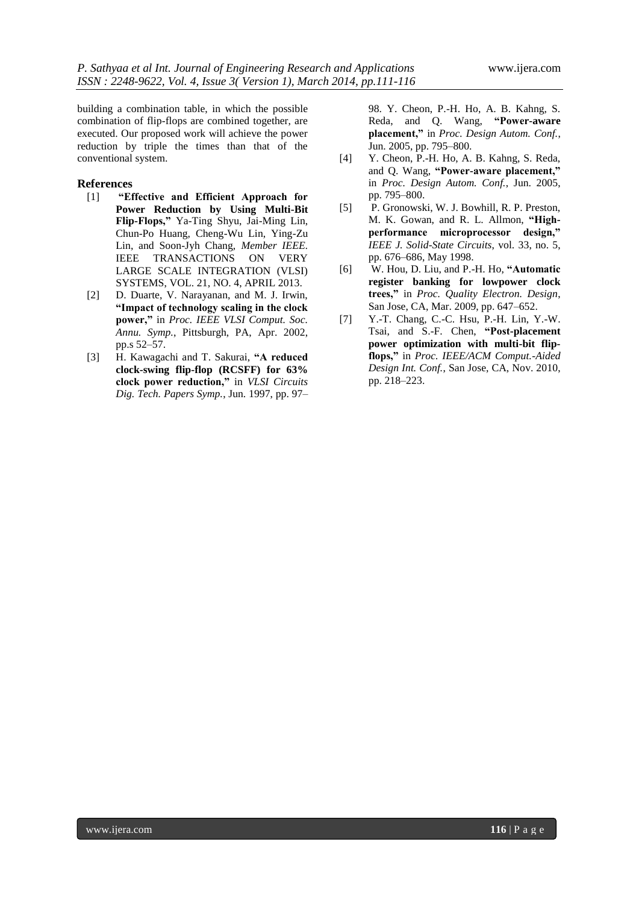building a combination table, in which the possible combination of flip-flops are combined together, are executed. Our proposed work will achieve the power reduction by triple the times than that of the conventional system.

## References

[1] **"Effective and Efficient Approach for Power Reduction by Using Multi-Bit Flip-Flops,"** Ya-Ting Shyu, Jai-Ming Lin, Chun-Po Huang, Cheng-Wu Lin, Ying-Zu Lin, and Soon-Jyh Chang, *Member IEEE*. IEEE TRANSACTIONS ON VERY LARGE SCALE INTEGRATION (VLSI) SYSTEMS, VOL. 21, NO. 4, APRIL 2013.

[2] D. Duarte, V. Narayanan, and M. J. Irwin, **"Impact of technology scaling in the clock power,"** in *Proc. IEEE VLSI Comput. Soc. Annu. Symp.*, Pittsburgh, PA, Apr. 2002, pp.s 52–57.

[3] H. Kawagachi and T. Sakurai, **"A reduced clock-swing flip-flop (RCSFF) for 63% clock power reduction,"** in *VLSI Circuits Dig. Tech. Papers Symp.*, Jun. 1997, pp. 97–98. Y. Cheon, P.-H. Ho, A. B. Kahng, S. Reda, and Q. Wang, **"Power-aware placement,"** in *Proc. Design Autom. Conf.*, Jun. 2005, pp. 795–800.

[4] Y. Cheon, P.-H. Ho, A. B. Kahng, S. Reda, and Q. Wang, **"Power-aware placement,"** in *Proc. Design Autom. Conf.*, Jun. 2005, pp. 795–800.

[5] P. Gronowski, W. J. Bowhill, R. P. Preston, M. K. Gowan, and R. L. Allmon, **"High-performance microprocessor design,"** *IEEE J. Solid-State Circuits*, vol. 33, no. 5, pp. 676–686, May 1998.

[6] W. Hou, D. Liu, and P.-H. Ho, **"Automatic register banking for lowpower clock trees,"** in *Proc. Quality Electron. Design*, San Jose, CA, Mar. 2009, pp. 647–652.

[7] Y.-T. Chang, C.-C. Hsu, P.-H. Lin, Y.-W. Tsai, and S.-F. Chen, **"Post-placement power optimization with multi-bit flip-flops,"** in *Proc. IEEE/ACM Comput.-Aided Design Int. Conf.*, San Jose, CA, Nov. 2010, pp. 218–223.